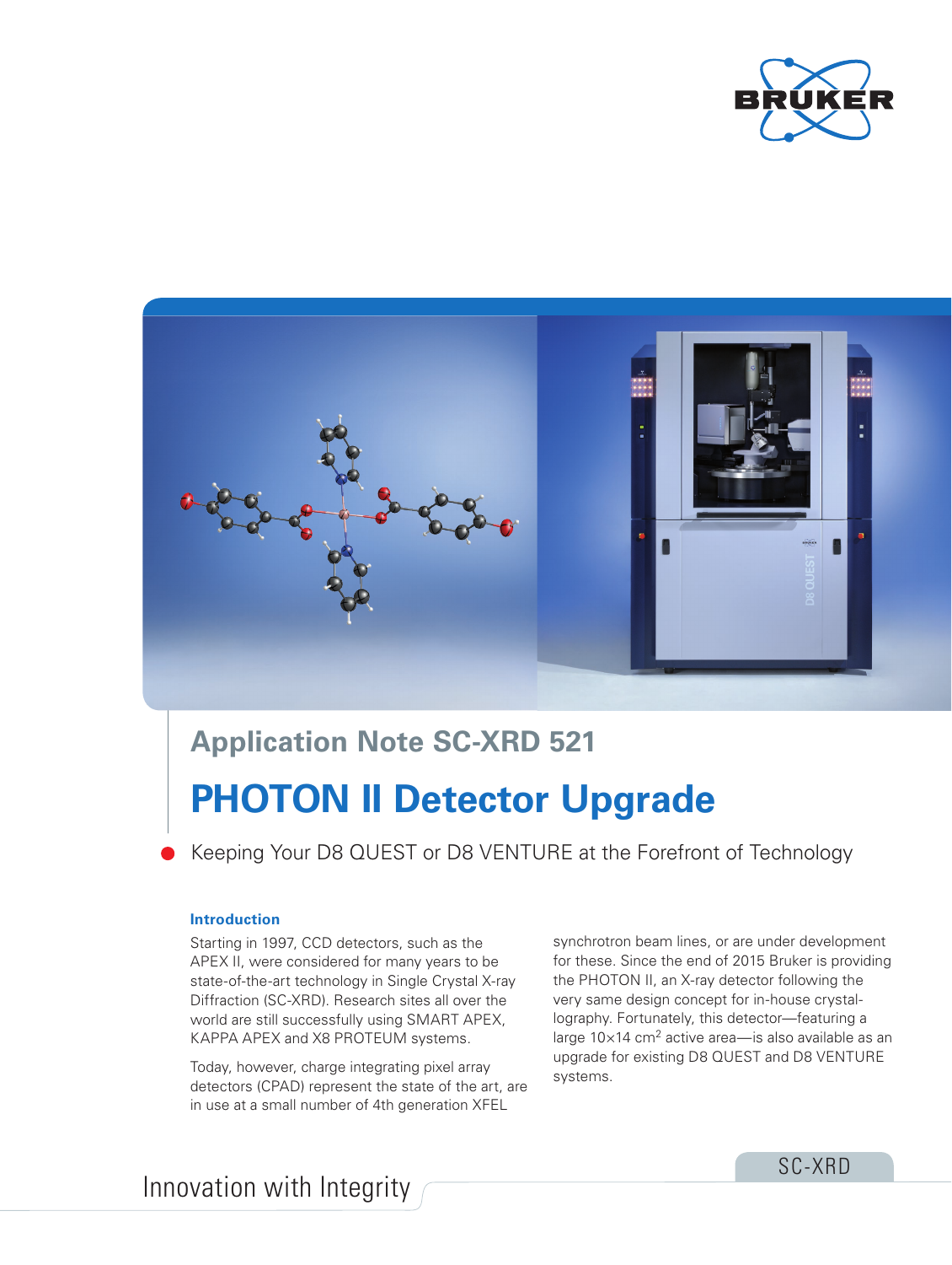## Application Note SC-XRD 521

# PHOTON II Detector Upgrade

Keeping Your D8 QUEST or D8 VENTURE at the Forefront of Technology

### Introduction

Starting in 1997, CCD detectors, such as the APEX II, were considered for many years to be state-of-the-art technology in Single Crystal X-ray Diffraction (SC-XRD). Research sites all over the world are still successfully using SMART APEX, KAPPA APEX and X8 PROTEUM systems.

Today, however, charge integrating pixel array detectors (CPAD) represent the state of the art, are in use at a small number of 4th generation XFEL synchrotron beam lines, or are under development for these. Since the end of 2015 Bruker is providing the PHOTON II, an X-ray detector following the very same design concept for in-house crystallography. Fortunately, this detector—featuring a large 10×14 $cm^2$ active area—is also available as an upgrade for existing D8 QUEST and D8 VENTURE systems.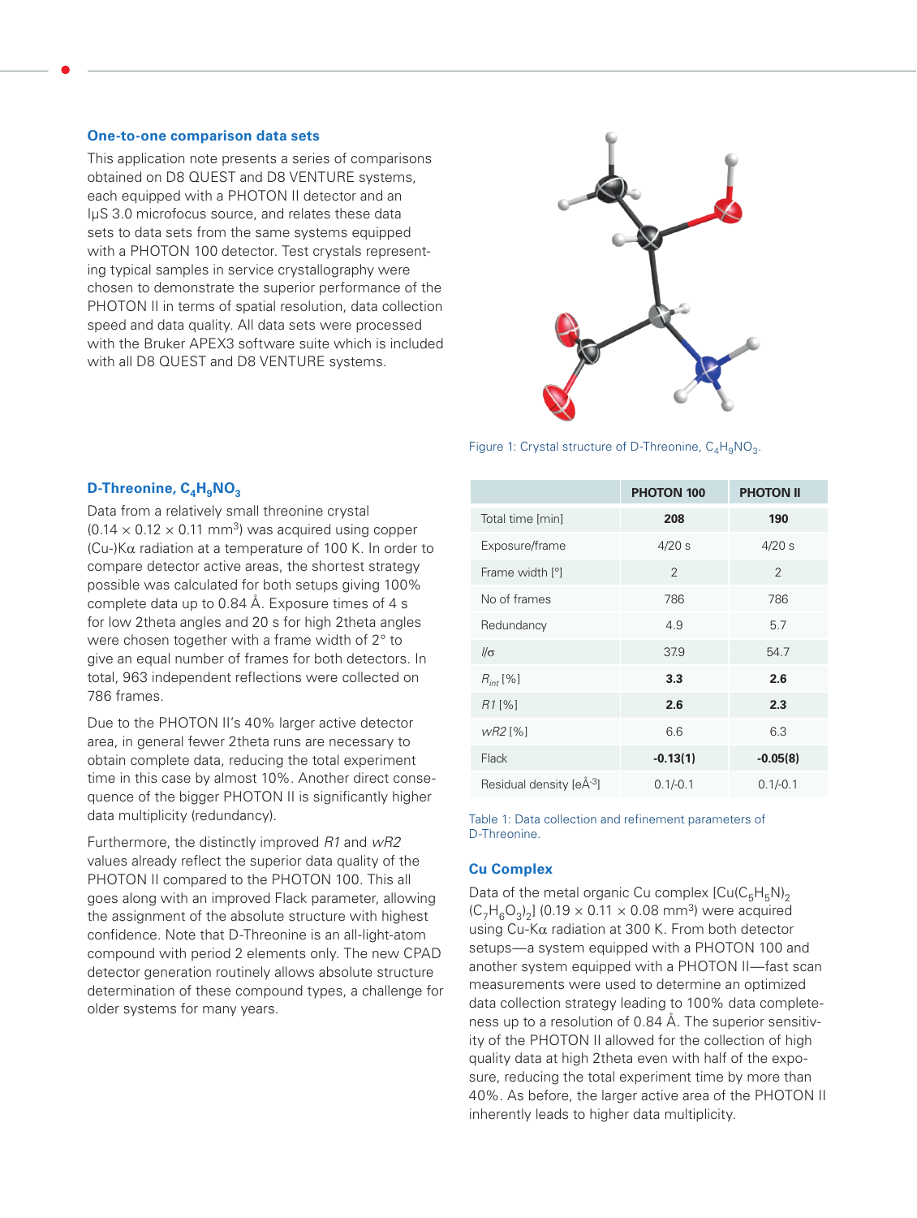### One-to-one comparison data sets

This application note presents a series of comparisons obtained on D8 QUEST and D8 VENTURE systems, each equipped with a PHOTON II detector and an IµS 3.0 microfocus source, and relates these data sets to data sets from the same systems equipped with a PHOTON 100 detector. Test crystals representing typical samples in service crystallography were chosen to demonstrate the superior performance of the PHOTON II in terms of spatial resolution, data collection speed and data quality. All data sets were processed with the Bruker APEX3 software suite which is included with all D8 QUEST and D8 VENTURE systems.

Figure 1: Crystal structure of D-Threonine, $C_4H_9NO_3$.

### D-Threonine, $C_4H_9NO_3$

Data from a relatively small threonine crystal ($0.14 \times 0.12 \times 0.11$ mm$^3$) was acquired using copper (Cu-)K$\alpha$ radiation at a temperature of 100 K. In order to compare detector active areas, the shortest strategy possible was calculated for both setups giving 100% complete data up to 0.84 Å. Exposure times of 4 s for low 2theta angles and 20 s for high 2theta angles were chosen together with a frame width of 2° to give an equal number of frames for both detectors. In total, 963 independent reflections were collected on 786 frames.

Due to the PHOTON II's 40% larger active detector area, in general fewer 2theta runs are necessary to obtain complete data, reducing the total experiment time in this case by almost 10%. Another direct consequence of the bigger PHOTON II is significantly higher data multiplicity (redundancy).

Furthermore, the distinctly improved *R1* and *wR2* values already reflect the superior data quality of the PHOTON II compared to the PHOTON 100. This all goes along with an improved Flack parameter, allowing the assignment of the absolute structure with highest confidence. Note that D-Threonine is an all-light-atom compound with period 2 elements only. The new CPAD detector generation routinely allows absolute structure determination of these compound types, a challenge for older systems for many years.

| | PHOTON 100 | PHOTON II |
|---|---|---|
| Total time [min] | **208** | **190** |
| Exposure/frame | 4/20 s | 4/20 s |
| Frame width [°] | 2 | 2 |
| No of frames | 786 | 786 |
| Redundancy | 4.9 | 5.7 |
| $I/\sigma$ | 37.9 | 54.7 |
| $R_{int}$ [%] | **3.3** | **2.6** |
| *R1* [%] | **2.6** | **2.3** |
| *wR2* [%] | 6.6 | 6.3 |
| Flack | **-0.13(1)** | **-0.05(8)** |
| Residual density [eÅ$^{-3}$] | 0.1/-0.1 | 0.1/-0.1 |

Table 1: Data collection and refinement parameters of D-Threonine.

### Cu Complex

Data of the metal organic Cu complex $[Cu(C_5H_5N)_2(C_7H_6O_3)_2]$ ($0.19 \times 0.11 \times 0.08$ mm$^3$) were acquired using Cu-K$\alpha$ radiation at 300 K. From both detector setups—a system equipped with a PHOTON 100 and another system equipped with a PHOTON II—fast scan measurements were used to determine an optimized data collection strategy leading to 100% data completeness up to a resolution of 0.84 Å. The superior sensitivity of the PHOTON II allowed for the collection of high quality data at high 2theta even with half of the exposure, reducing the total experiment time by more than 40%. As before, the larger active area of the PHOTON II inherently leads to higher data multiplicity.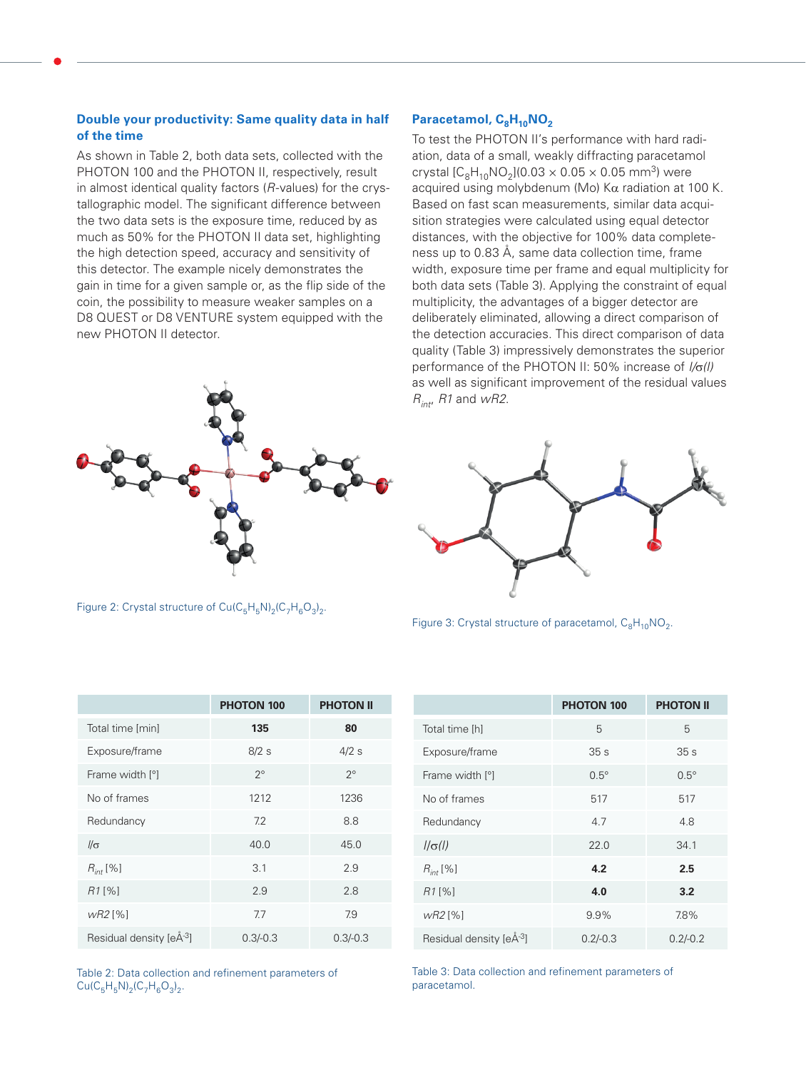### Double your productivity: Same quality data in half of the time

As shown in Table 2, both data sets, collected with the PHOTON 100 and the PHOTON II, respectively, result in almost identical quality factors (*R*-values) for the crystallographic model. The significant difference between the two data sets is the exposure time, reduced by as much as 50% for the PHOTON II data set, highlighting the high detection speed, accuracy and sensitivity of this detector. The example nicely demonstrates the gain in time for a given sample or, as the flip side of the coin, the possibility to measure weaker samples on a D8 QUEST or D8 VENTURE system equipped with the new PHOTON II detector.

Figure 2: Crystal structure of $Cu(C_5H_5N)_2(C_7H_6O_3)_2$.

| | PHOTON 100 | PHOTON II |
|---|---|---|
| Total time [min] | **135** | **80** |
| Exposure/frame | 8/2 s | 4/2 s |
| Frame width [°] | 2° | 2° |
| No of frames | 1212 | 1236 |
| Redundancy | 7.2 | 8.8 |
| $I/\sigma$ | 40.0 | 45.0 |
| $R_{int}$ [%] | 3.1 | 2.9 |
| *R1* [%] | 2.9 | 2.8 |
| *wR2* [%] | 7.7 | 7.9 |
| Residual density [$eÅ^{-3}$] | 0.3/-0.3 | 0.3/-0.3 |

Table 2: Data collection and refinement parameters of $Cu(C_5H_5N)_2(C_7H_6O_3)_2$.

### Paracetamol, $C_8H_{10}NO_2$

To test the PHOTON II's performance with hard radiation, data of a small, weakly diffracting paracetamol crystal [$C_8H_{10}NO_2$](0.03 × 0.05 × 0.05 $mm^3$) were acquired using molybdenum (Mo) K$\alpha$ radiation at 100 K. Based on fast scan measurements, similar data acquisition strategies were calculated using equal detector distances, with the objective for 100% data completeness up to 0.83 Å, same data collection time, frame width, exposure time per frame and equal multiplicity for both data sets (Table 3). Applying the constraint of equal multiplicity, the advantages of a bigger detector are deliberately eliminated, allowing a direct comparison of the detection accuracies. This direct comparison of data quality (Table 3) impressively demonstrates the superior performance of the PHOTON II: 50% increase of $I/\sigma(I)$ as well as significant improvement of the residual values $R_{int}$, *R1* and *wR2*.

Figure 3: Crystal structure of paracetamol, $C_8H_{10}NO_2$.

| | PHOTON 100 | PHOTON II |
|---|---|---|
| Total time [h] | 5 | 5 |
| Exposure/frame | 35 s | 35 s |
| Frame width [°] | 0.5° | 0.5° |
| No of frames | 517 | 517 |
| Redundancy | 4.7 | 4.8 |
| $I/\sigma(I)$ | 22.0 | 34.1 |
| $R_{int}$ [%] | **4.2** | **2.5** |
| *R1* [%] | **4.0** | **3.2** |
| *wR2* [%] | 9.9% | 7.8% |
| Residual density [$eÅ^{-3}$] | 0.2/-0.3 | 0.2/-0.2 |

Table 3: Data collection and refinement parameters of paracetamol.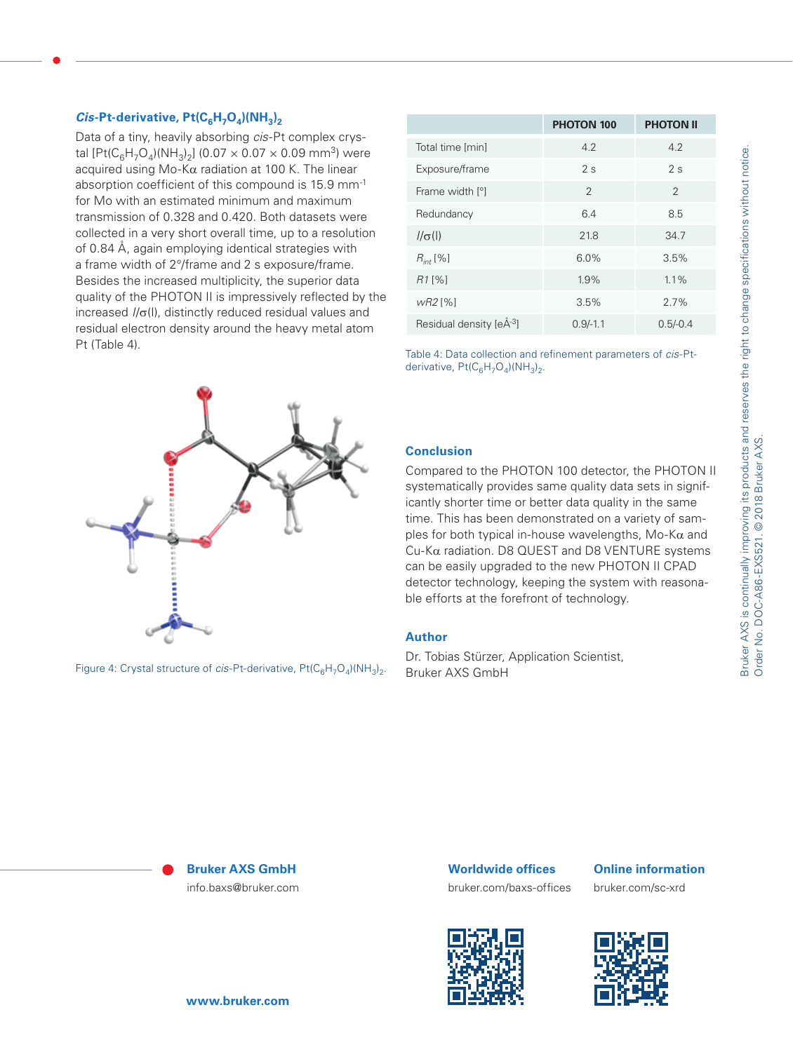### *Cis*-Pt-derivative, $Pt(C_6H_7O_4)(NH_3)_2$

Data of a tiny, heavily absorbing *cis*-Pt complex crystal $[Pt(C_6H_7O_4)(NH_3)_2]$ ($0.07 \times 0.07 \times 0.09$ mm$^3$) were acquired using Mo-K$\alpha$ radiation at 100 K. The linear absorption coefficient of this compound is 15.9 mm$^{-1}$ for Mo with an estimated minimum and maximum transmission of 0.328 and 0.420. Both datasets were collected in a very short overall time, up to a resolution of 0.84 Å, again employing identical strategies with a frame width of 2°/frame and 2 s exposure/frame. Besides the increased multiplicity, the superior data quality of the PHOTON II is impressively reflected by the increased $I/\sigma(I)$, distinctly reduced residual values and residual electron density around the heavy metal atom Pt (Table 4).

Figure 4: Crystal structure of *cis*-Pt-derivative, $Pt(C_6H_7O_4)(NH_3)_2$.

| | PHOTON 100 | PHOTON II |
|---|---|---|
| Total time [min] | 4.2 | 4.2 |
| Exposure/frame | 2 s | 2 s |
| Frame width [°] | 2 | 2 |
| Redundancy | 6.4 | 8.5 |
| $I/\sigma(I)$ | 21.8 | 34.7 |
| $R_{int}$ [%] | 6.0% | 3.5% |
| *R1* [%] | 1.9% | 1.1% |
| *wR2* [%] | 3.5% | 2.7% |
| Residual density [eÅ$^{-3}$] | 0.9/-1.1 | 0.5/-0.4 |

Table 4: Data collection and refinement parameters of *cis*-Pt-derivative, $Pt(C_6H_7O_4)(NH_3)_2$.

## Conclusion

Compared to the PHOTON 100 detector, the PHOTON II systematically provides same quality data sets in significantly shorter time or better data quality in the same time. This has been demonstrated on a variety of samples for both typical in-house wavelengths, Mo-K$\alpha$ and Cu-K$\alpha$ radiation. D8 QUEST and D8 VENTURE systems can be easily upgraded to the new PHOTON II CPAD detector technology, keeping the system with reasonable efforts at the forefront of technology.

## Author

Dr. Tobias Stürzer, Application Scientist,
Bruker AXS GmbH

Bruker AXS is continually improving its products and reserves the right to change specifications without notice.
Order No. DOC-A86-EXS521. © 2018 Bruker AXS.

**Bruker AXS GmbH**
info.baxs@bruker.com

**Worldwide offices**
bruker.com/baxs-offices

**Online information**
bruker.com/sc-xrd

**www.bruker.com**